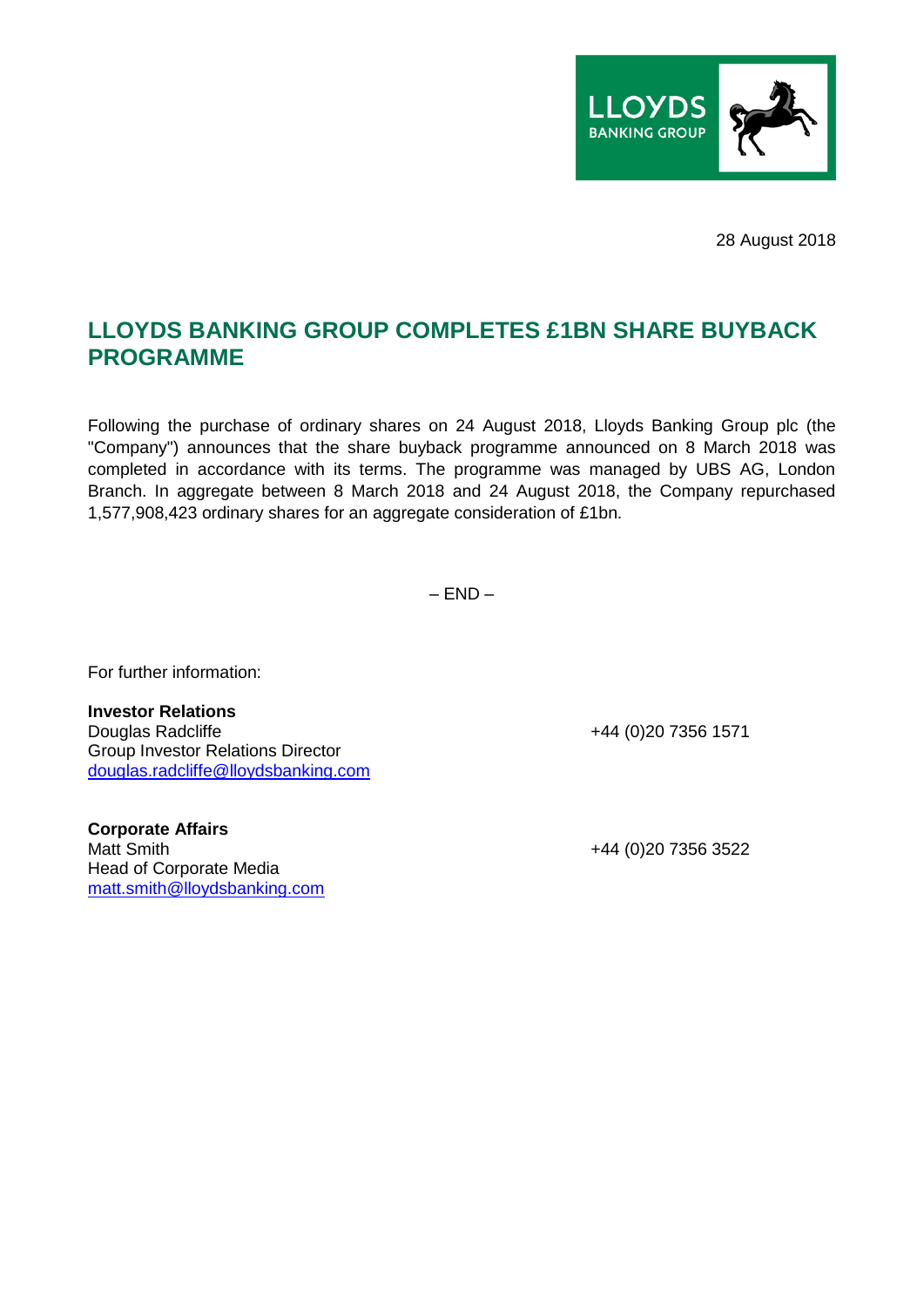28 August 2018

# LLOYDS BANKING GROUP COMPLETES £1BN SHARE BUYBACK PROGRAMME

Following the purchase of ordinary shares on 24 August 2018, Lloyds Banking Group plc (the "Company") announces that the share buyback programme announced on 8 March 2018 was completed in accordance with its terms. The programme was managed by UBS AG, London Branch. In aggregate between 8 March 2018 and 24 August 2018, the Company repurchased 1,577,908,423 ordinary shares for an aggregate consideration of £1bn.

– END –

For further information:

**Investor Relations**
Douglas Radcliffe — +44 (0)20 7356 1571
Group Investor Relations Director
douglas.radcliffe@lloydsbanking.com

**Corporate Affairs**
Matt Smith — +44 (0)20 7356 3522
Head of Corporate Media
matt.smith@lloydsbanking.com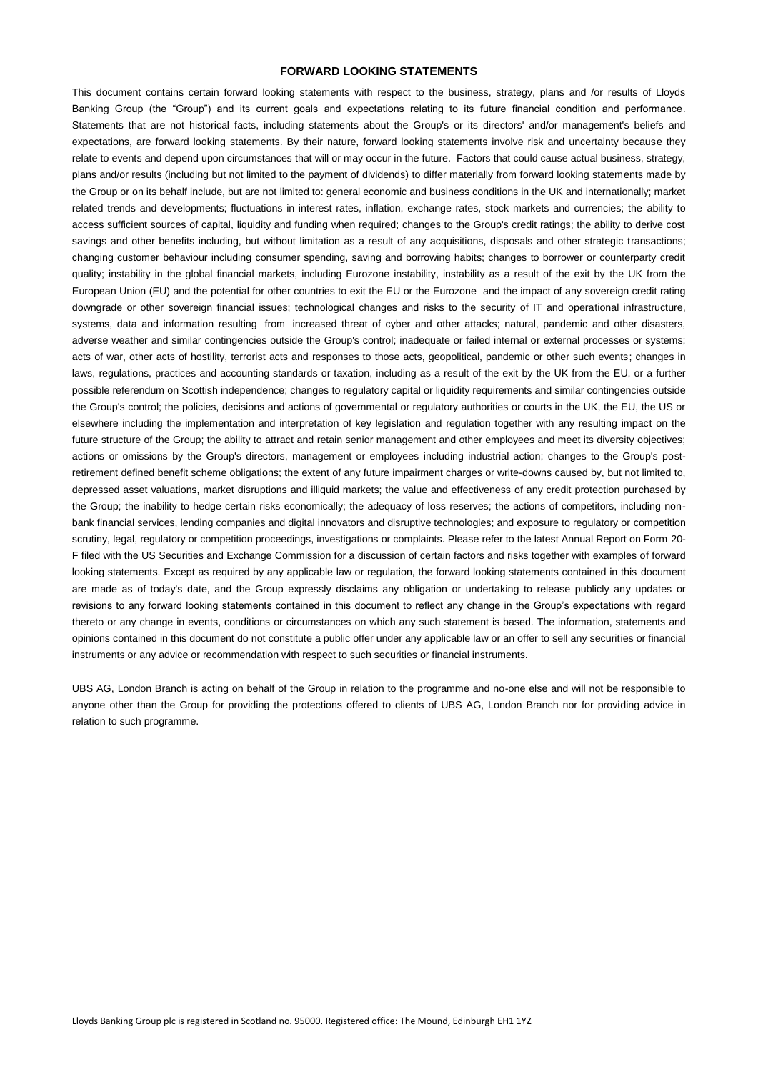## FORWARD LOOKING STATEMENTS

This document contains certain forward looking statements with respect to the business, strategy, plans and /or results of Lloyds Banking Group (the "Group") and its current goals and expectations relating to its future financial condition and performance. Statements that are not historical facts, including statements about the Group's or its directors' and/or management's beliefs and expectations, are forward looking statements. By their nature, forward looking statements involve risk and uncertainty because they relate to events and depend upon circumstances that will or may occur in the future. Factors that could cause actual business, strategy, plans and/or results (including but not limited to the payment of dividends) to differ materially from forward looking statements made by the Group or on its behalf include, but are not limited to: general economic and business conditions in the UK and internationally; market related trends and developments; fluctuations in interest rates, inflation, exchange rates, stock markets and currencies; the ability to access sufficient sources of capital, liquidity and funding when required; changes to the Group's credit ratings; the ability to derive cost savings and other benefits including, but without limitation as a result of any acquisitions, disposals and other strategic transactions; changing customer behaviour including consumer spending, saving and borrowing habits; changes to borrower or counterparty credit quality; instability in the global financial markets, including Eurozone instability, instability as a result of the exit by the UK from the European Union (EU) and the potential for other countries to exit the EU or the Eurozone and the impact of any sovereign credit rating downgrade or other sovereign financial issues; technological changes and risks to the security of IT and operational infrastructure, systems, data and information resulting from increased threat of cyber and other attacks; natural, pandemic and other disasters, adverse weather and similar contingencies outside the Group's control; inadequate or failed internal or external processes or systems; acts of war, other acts of hostility, terrorist acts and responses to those acts, geopolitical, pandemic or other such events; changes in laws, regulations, practices and accounting standards or taxation, including as a result of the exit by the UK from the EU, or a further possible referendum on Scottish independence; changes to regulatory capital or liquidity requirements and similar contingencies outside the Group's control; the policies, decisions and actions of governmental or regulatory authorities or courts in the UK, the EU, the US or elsewhere including the implementation and interpretation of key legislation and regulation together with any resulting impact on the future structure of the Group; the ability to attract and retain senior management and other employees and meet its diversity objectives; actions or omissions by the Group's directors, management or employees including industrial action; changes to the Group's post-retirement defined benefit scheme obligations; the extent of any future impairment charges or write-downs caused by, but not limited to, depressed asset valuations, market disruptions and illiquid markets; the value and effectiveness of any credit protection purchased by the Group; the inability to hedge certain risks economically; the adequacy of loss reserves; the actions of competitors, including non-bank financial services, lending companies and digital innovators and disruptive technologies; and exposure to regulatory or competition scrutiny, legal, regulatory or competition proceedings, investigations or complaints. Please refer to the latest Annual Report on Form 20-F filed with the US Securities and Exchange Commission for a discussion of certain factors and risks together with examples of forward looking statements. Except as required by any applicable law or regulation, the forward looking statements contained in this document are made as of today's date, and the Group expressly disclaims any obligation or undertaking to release publicly any updates or revisions to any forward looking statements contained in this document to reflect any change in the Group's expectations with regard thereto or any change in events, conditions or circumstances on which any such statement is based. The information, statements and opinions contained in this document do not constitute a public offer under any applicable law or an offer to sell any securities or financial instruments or any advice or recommendation with respect to such securities or financial instruments.

UBS AG, London Branch is acting on behalf of the Group in relation to the programme and no-one else and will not be responsible to anyone other than the Group for providing the protections offered to clients of UBS AG, London Branch nor for providing advice in relation to such programme.

Lloyds Banking Group plc is registered in Scotland no. 95000. Registered office: The Mound, Edinburgh EH1 1YZ